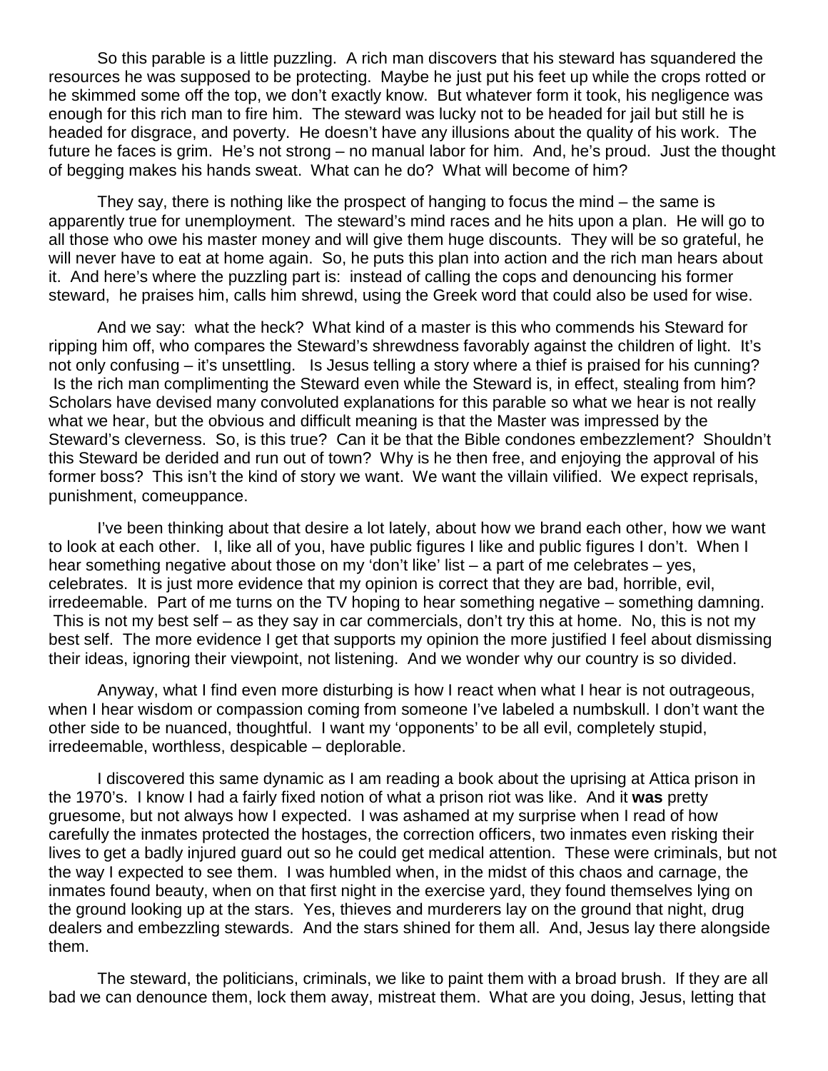So this parable is a little puzzling. A rich man discovers that his steward has squandered the resources he was supposed to be protecting. Maybe he just put his feet up while the crops rotted or he skimmed some off the top, we don't exactly know. But whatever form it took, his negligence was enough for this rich man to fire him. The steward was lucky not to be headed for jail but still he is headed for disgrace, and poverty. He doesn't have any illusions about the quality of his work. The future he faces is grim. He's not strong – no manual labor for him. And, he's proud. Just the thought of begging makes his hands sweat. What can he do? What will become of him?

They say, there is nothing like the prospect of hanging to focus the mind – the same is apparently true for unemployment. The steward's mind races and he hits upon a plan. He will go to all those who owe his master money and will give them huge discounts. They will be so grateful, he will never have to eat at home again. So, he puts this plan into action and the rich man hears about it. And here's where the puzzling part is: instead of calling the cops and denouncing his former steward, he praises him, calls him shrewd, using the Greek word that could also be used for wise.

And we say: what the heck? What kind of a master is this who commends his Steward for ripping him off, who compares the Steward's shrewdness favorably against the children of light. It's not only confusing – it's unsettling. Is Jesus telling a story where a thief is praised for his cunning? Is the rich man complimenting the Steward even while the Steward is, in effect, stealing from him? Scholars have devised many convoluted explanations for this parable so what we hear is not really what we hear, but the obvious and difficult meaning is that the Master was impressed by the Steward's cleverness. So, is this true? Can it be that the Bible condones embezzlement? Shouldn't this Steward be derided and run out of town? Why is he then free, and enjoying the approval of his former boss? This isn't the kind of story we want. We want the villain vilified. We expect reprisals, punishment, comeuppance.

I've been thinking about that desire a lot lately, about how we brand each other, how we want to look at each other. I, like all of you, have public figures I like and public figures I don't. When I hear something negative about those on my 'don't like' list – a part of me celebrates – yes, celebrates. It is just more evidence that my opinion is correct that they are bad, horrible, evil, irredeemable. Part of me turns on the TV hoping to hear something negative – something damning. This is not my best self – as they say in car commercials, don't try this at home. No, this is not my best self. The more evidence I get that supports my opinion the more justified I feel about dismissing their ideas, ignoring their viewpoint, not listening. And we wonder why our country is so divided.

Anyway, what I find even more disturbing is how I react when what I hear is not outrageous, when I hear wisdom or compassion coming from someone I've labeled a numbskull. I don't want the other side to be nuanced, thoughtful. I want my 'opponents' to be all evil, completely stupid, irredeemable, worthless, despicable – deplorable.

I discovered this same dynamic as I am reading a book about the uprising at Attica prison in the 1970's. I know I had a fairly fixed notion of what a prison riot was like. And it **was** pretty gruesome, but not always how I expected. I was ashamed at my surprise when I read of how carefully the inmates protected the hostages, the correction officers, two inmates even risking their lives to get a badly injured guard out so he could get medical attention. These were criminals, but not the way I expected to see them. I was humbled when, in the midst of this chaos and carnage, the inmates found beauty, when on that first night in the exercise yard, they found themselves lying on the ground looking up at the stars. Yes, thieves and murderers lay on the ground that night, drug dealers and embezzling stewards. And the stars shined for them all. And, Jesus lay there alongside them.

The steward, the politicians, criminals, we like to paint them with a broad brush. If they are all bad we can denounce them, lock them away, mistreat them. What are you doing, Jesus, letting that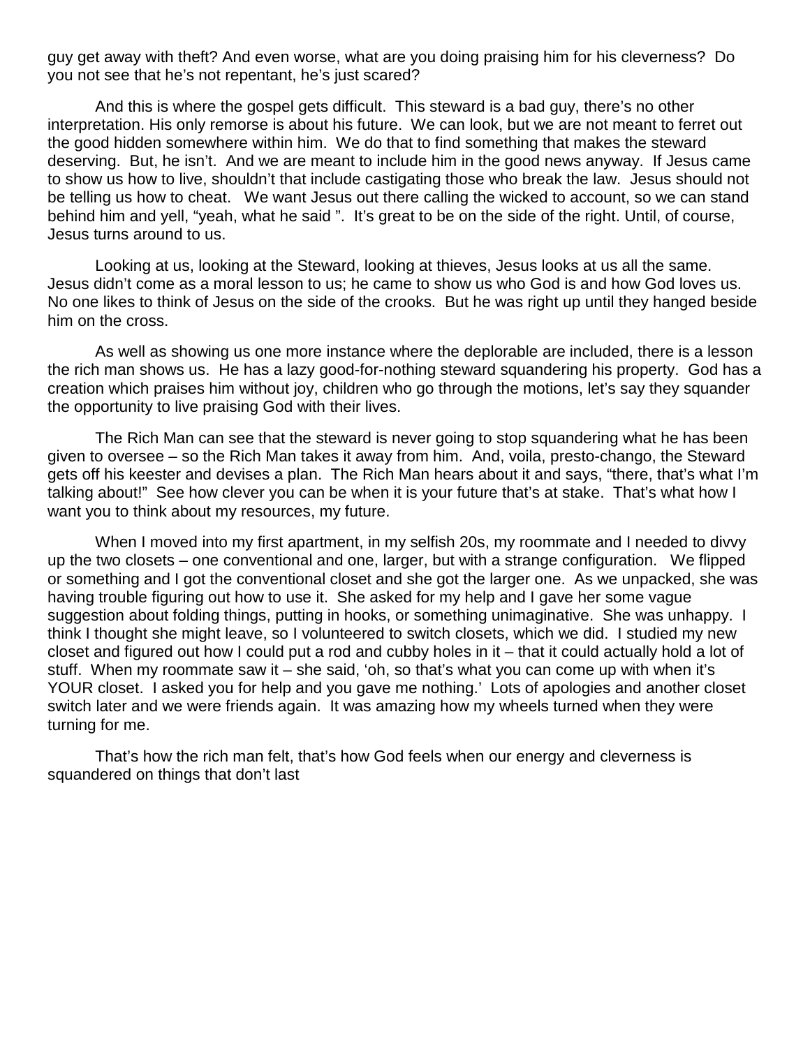guy get away with theft? And even worse, what are you doing praising him for his cleverness? Do you not see that he's not repentant, he's just scared?

And this is where the gospel gets difficult. This steward is a bad guy, there's no other interpretation. His only remorse is about his future. We can look, but we are not meant to ferret out the good hidden somewhere within him. We do that to find something that makes the steward deserving. But, he isn't. And we are meant to include him in the good news anyway. If Jesus came to show us how to live, shouldn't that include castigating those who break the law. Jesus should not be telling us how to cheat. We want Jesus out there calling the wicked to account, so we can stand behind him and yell, "yeah, what he said ". It's great to be on the side of the right. Until, of course, Jesus turns around to us.

Looking at us, looking at the Steward, looking at thieves, Jesus looks at us all the same. Jesus didn't come as a moral lesson to us; he came to show us who God is and how God loves us. No one likes to think of Jesus on the side of the crooks. But he was right up until they hanged beside him on the cross.

As well as showing us one more instance where the deplorable are included, there is a lesson the rich man shows us. He has a lazy good-for-nothing steward squandering his property. God has a creation which praises him without joy, children who go through the motions, let's say they squander the opportunity to live praising God with their lives.

The Rich Man can see that the steward is never going to stop squandering what he has been given to oversee – so the Rich Man takes it away from him. And, voila, presto-chango, the Steward gets off his keester and devises a plan. The Rich Man hears about it and says, "there, that's what I'm talking about!" See how clever you can be when it is your future that's at stake. That's what how I want you to think about my resources, my future.

When I moved into my first apartment, in my selfish 20s, my roommate and I needed to divvy up the two closets – one conventional and one, larger, but with a strange configuration. We flipped or something and I got the conventional closet and she got the larger one. As we unpacked, she was having trouble figuring out how to use it. She asked for my help and I gave her some vague suggestion about folding things, putting in hooks, or something unimaginative. She was unhappy. I think I thought she might leave, so I volunteered to switch closets, which we did. I studied my new closet and figured out how I could put a rod and cubby holes in it – that it could actually hold a lot of stuff. When my roommate saw it – she said, 'oh, so that's what you can come up with when it's YOUR closet. I asked you for help and you gave me nothing.' Lots of apologies and another closet switch later and we were friends again. It was amazing how my wheels turned when they were turning for me.

That's how the rich man felt, that's how God feels when our energy and cleverness is squandered on things that don't last